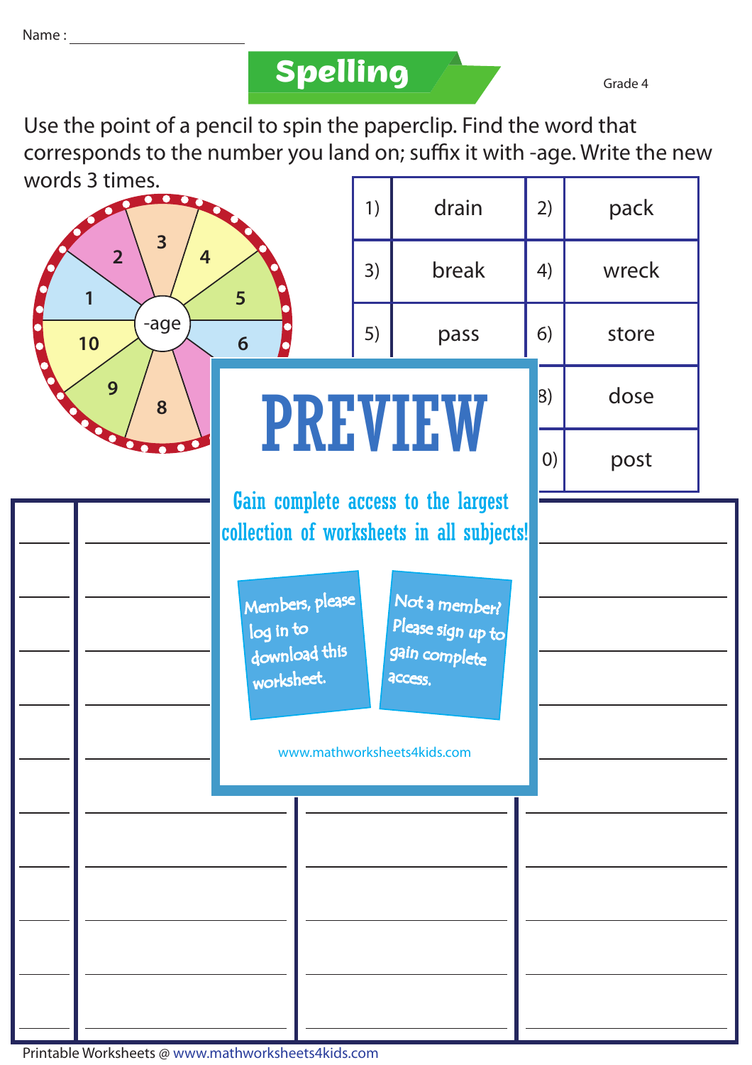Name : ____________________

# Spelling

Grade 4

Use the point of a pencil to spin the paperclip. Find the word that corresponds to the number you land on; suffix it with -age. Write the new words 3 times.

-age

| | | | |
|---|---|---|---|
| 1) | drain | 2) | pack |
| 3) | break | 4) | wreck |
| 5) | pass | 6) | store |
| | | 8) | dose |
| | | 0) | post |

PREVIEW

Gain complete access to the largest collection of worksheets in all subjects!

Members, please log in to download this worksheet.

Not a member? Please sign up to gain complete access.

www.mathworksheets4kids.com

Printable Worksheets @ www.mathworksheets4kids.com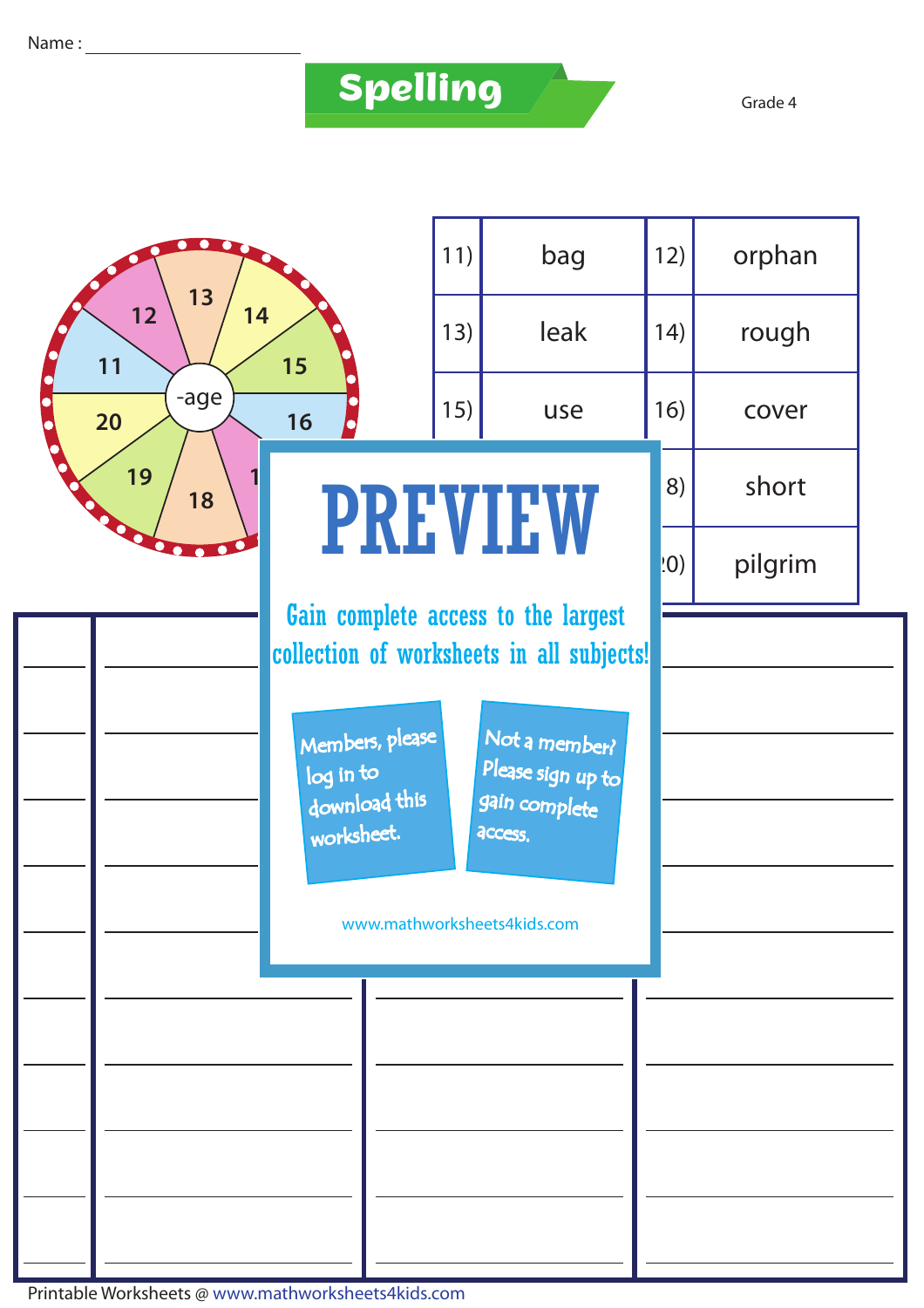Name : ____________________

# Spelling

Grade 4

Wheel: -age — 11, 12, 13, 14, 15, 16, 17, 18, 19, 20

| | | | |
|---|---|---|---|
| 11) | bag | 12) | orphan |
| 13) | leak | 14) | rough |
| 15) | use | 16) | cover |
| | | 18) | short |
| | | 20) | pilgrim |

PREVIEW

Gain complete access to the largest collection of worksheets in all subjects!

Members, please log in to download this worksheet.

Not a member? Please sign up to gain complete access.

www.mathworksheets4kids.com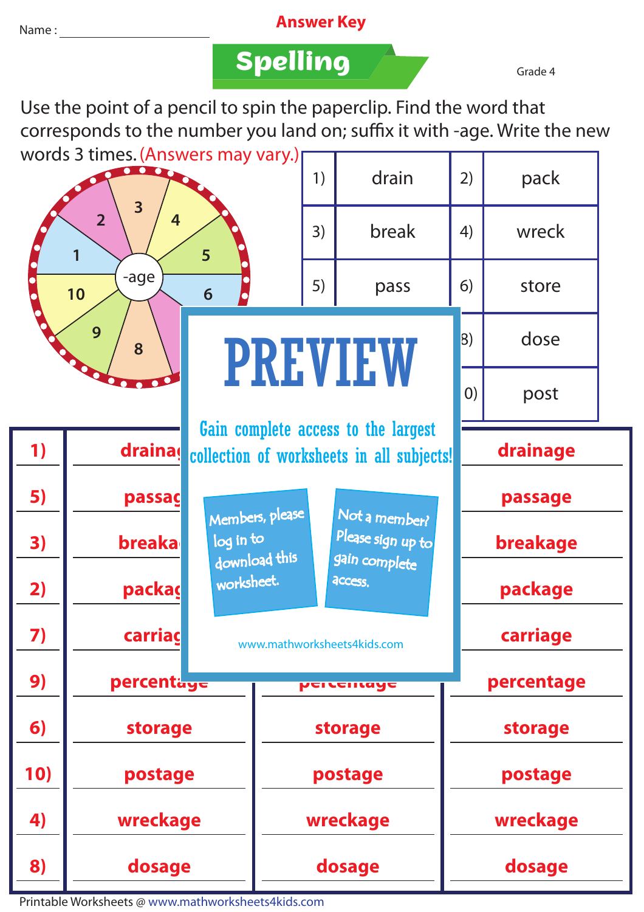Name : ____________________

**Answer Key**

# Spelling

Grade 4

Use the point of a pencil to spin the paperclip. Find the word that corresponds to the number you land on; suffix it with -age. Write the new words 3 times. (Answers may vary.)

| 1) | drain | 2) | pack |
|---|---|---|---|
| 3) | break | 4) | wreck |
| 5) | pass | 6) | store |
| | | 8) | dose |
| | | 0) | post |

# PREVIEW

Gain complete access to the largest collection of worksheets in all subjects!

Members, please log in to download this worksheet.

Not a member? Please sign up to gain complete access.

www.mathworksheets4kids.com

| | | | |
|---|---|---|---|
| 1) | draina | | drainage |
| 5) | passag | | passage |
| 3) | breaka | | breakage |
| 2) | packag | | package |
| 7) | carriag | | carriage |
| 9) | percentage | percentage | percentage |
| 6) | storage | storage | storage |
| 10) | postage | postage | postage |
| 4) | wreckage | wreckage | wreckage |
| 8) | dosage | dosage | dosage |

Printable Worksheets @ www.mathworksheets4kids.com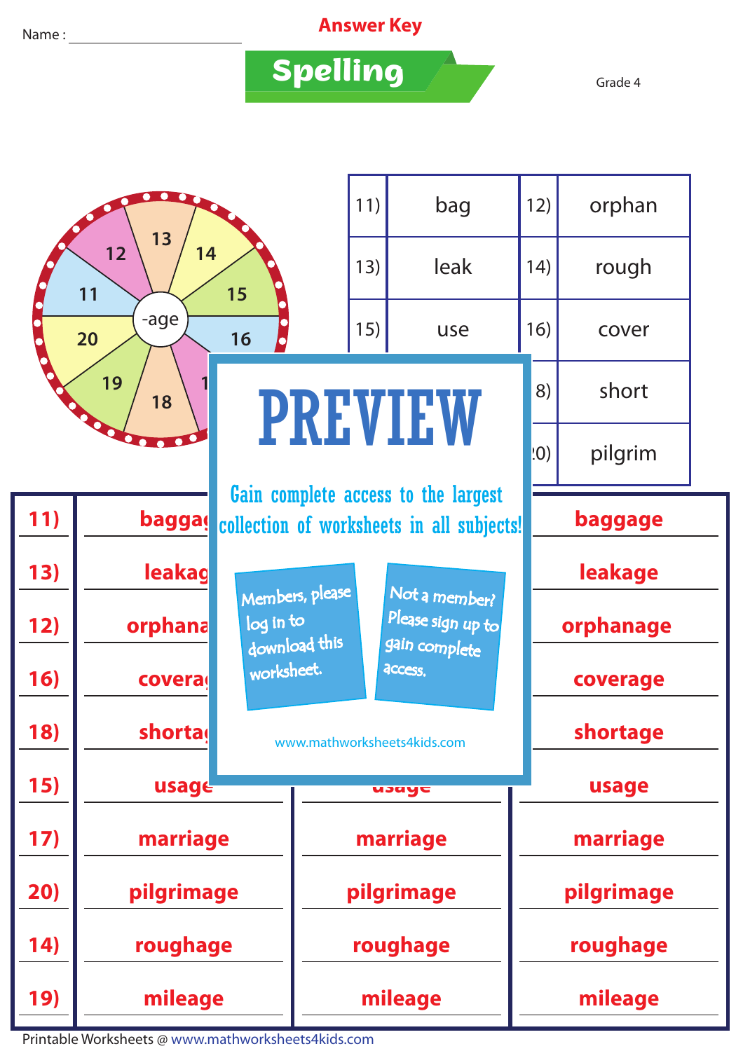Name :

**Answer Key**

# Spelling

Grade 4

11 12 13 14 15 16 19 18 20

-age

| | | | |
|---|---|---|---|
| 11) | bag | 12) | orphan |
| 13) | leak | 14) | rough |
| 15) | use | 16) | cover |
| | | 8) | short |
| | | 0) | pilgrim |

PREVIEW

Gain complete access to the largest collection of worksheets in all subjects!

Members, please log in to download this worksheet.

Not a member? Please sign up to gain complete access.

www.mathworksheets4kids.com

| | | | |
|---|---|---|---|
| 11) | baggag | | baggage |
| 13) | leakag | | leakage |
| 12) | orphana | | orphanage |
| 16) | coverag | | coverage |
| 18) | shortag | | shortage |
| 15) | usage | usage | usage |
| 17) | marriage | marriage | marriage |
| 20) | pilgrimage | pilgrimage | pilgrimage |
| 14) | roughage | roughage | roughage |
| 19) | mileage | mileage | mileage |

Printable Worksheets @ www.mathworksheets4kids.com